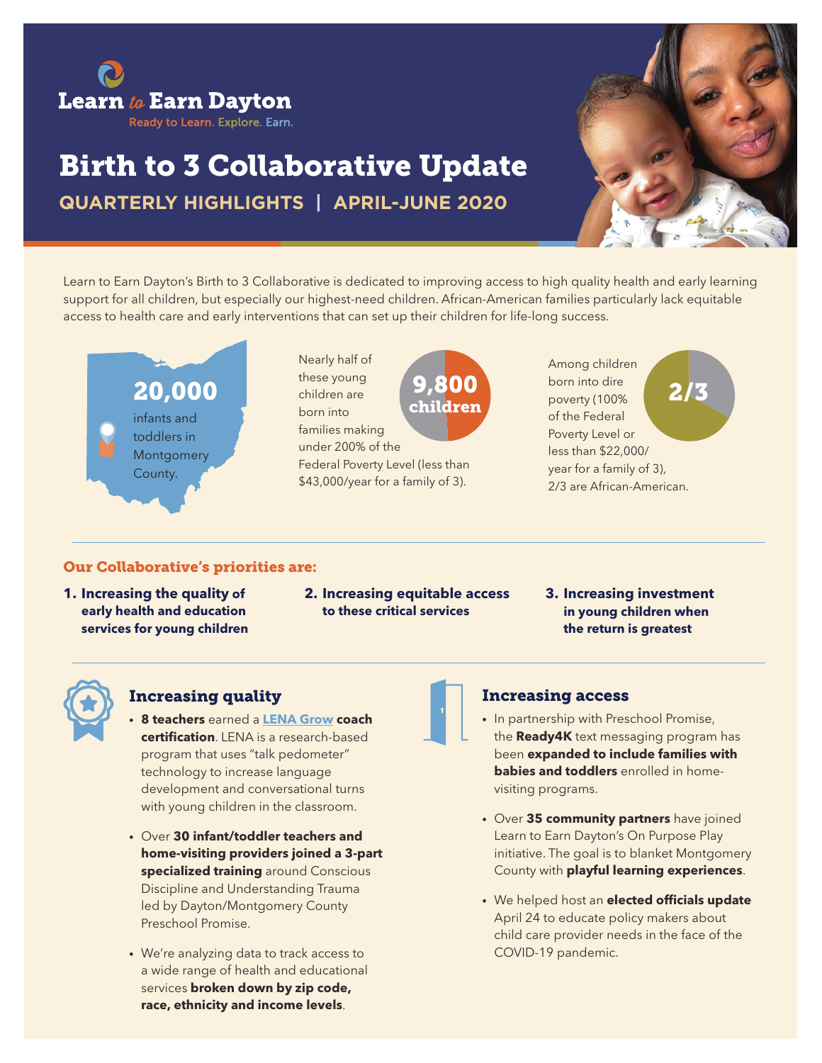Learn to Earn Dayton

Ready to Learn. Explore. Earn.

# Birth to 3 Collaborative Update

## QUARTERLY HIGHLIGHTS | APRIL-JUNE 2020

Learn to Earn Dayton's Birth to 3 Collaborative is dedicated to improving access to high quality health and early learning support for all children, but especially our highest-need children. African-American families particularly lack equitable access to health care and early interventions that can set up their children for life-long success.

**20,000** infants and toddlers in Montgomery County.

Nearly half of these young children are born into families making under 200% of the Federal Poverty Level (less than $43,000/year for a family of 3).

**9,800 children**

Among children born into dire poverty (100% of the Federal Poverty Level or less than $22,000/year for a family of 3), 2/3 are African-American.

**2/3**

### Our Collaborative's priorities are:

1. **Increasing the quality of early health and education services for young children**
2. **Increasing equitable access to these critical services**
3. **Increasing investment in young children when the return is greatest**

### Increasing quality

- **8 teachers** earned a **LENA Grow coach certification**. LENA is a research-based program that uses "talk pedometer" technology to increase language development and conversational turns with young children in the classroom.
- Over **30 infant/toddler teachers and home-visiting providers joined a 3-part specialized training** around Conscious Discipline and Understanding Trauma led by Dayton/Montgomery County Preschool Promise.
- We're analyzing data to track access to a wide range of health and educational services **broken down by zip code, race, ethnicity and income levels**.

### Increasing access

- In partnership with Preschool Promise, the **Ready4K** text messaging program has been **expanded to include families with babies and toddlers** enrolled in home-visiting programs.
- Over **35 community partners** have joined Learn to Earn Dayton's On Purpose Play initiative. The goal is to blanket Montgomery County with **playful learning experiences**.
- We helped host an **elected officials update** April 24 to educate policy makers about child care provider needs in the face of the COVID-19 pandemic.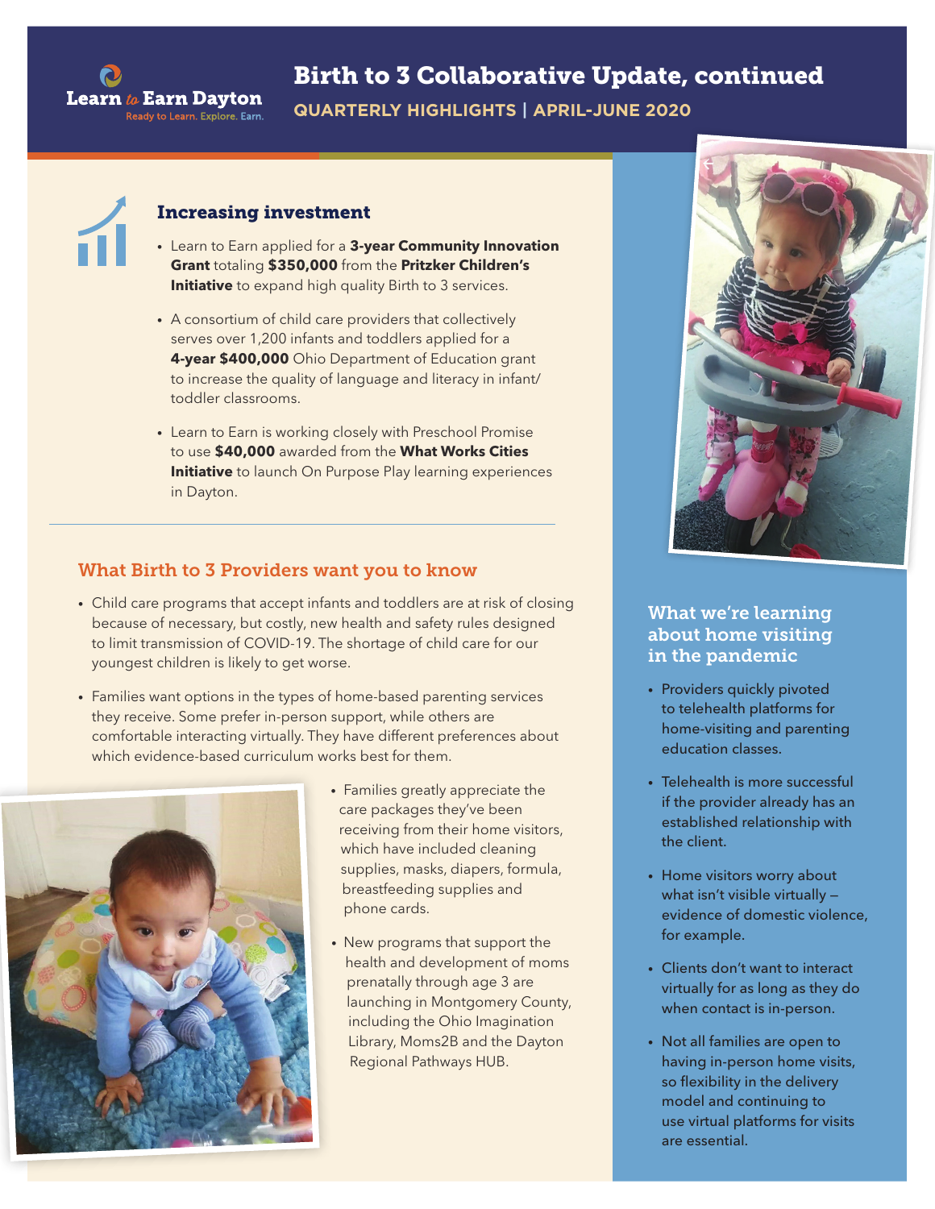# Birth to 3 Collaborative Update, continued

**QUARTERLY HIGHLIGHTS | APRIL-JUNE 2020**

## Increasing investment

- Learn to Earn applied for a **3-year Community Innovation Grant** totaling **$350,000** from the **Pritzker Children's Initiative** to expand high quality Birth to 3 services.
- A consortium of child care providers that collectively serves over 1,200 infants and toddlers applied for a **4-year $400,000** Ohio Department of Education grant to increase the quality of language and literacy in infant/toddler classrooms.
- Learn to Earn is working closely with Preschool Promise to use **$40,000** awarded from the **What Works Cities Initiative** to launch On Purpose Play learning experiences in Dayton.

## What Birth to 3 Providers want you to know

- Child care programs that accept infants and toddlers are at risk of closing because of necessary, but costly, new health and safety rules designed to limit transmission of COVID-19. The shortage of child care for our youngest children is likely to get worse.
- Families want options in the types of home-based parenting services they receive. Some prefer in-person support, while others are comfortable interacting virtually. They have different preferences about which evidence-based curriculum works best for them.
- Families greatly appreciate the care packages they've been receiving from their home visitors, which have included cleaning supplies, masks, diapers, formula, breastfeeding supplies and phone cards.
- New programs that support the health and development of moms prenatally through age 3 are launching in Montgomery County, including the Ohio Imagination Library, Moms2B and the Dayton Regional Pathways HUB.

## What we're learning about home visiting in the pandemic

- Providers quickly pivoted to telehealth platforms for home-visiting and parenting education classes.
- Telehealth is more successful if the provider already has an established relationship with the client.
- Home visitors worry about what isn't visible virtually – evidence of domestic violence, for example.
- Clients don't want to interact virtually for as long as they do when contact is in-person.
- Not all families are open to having in-person home visits, so flexibility in the delivery model and continuing to use virtual platforms for visits are essential.